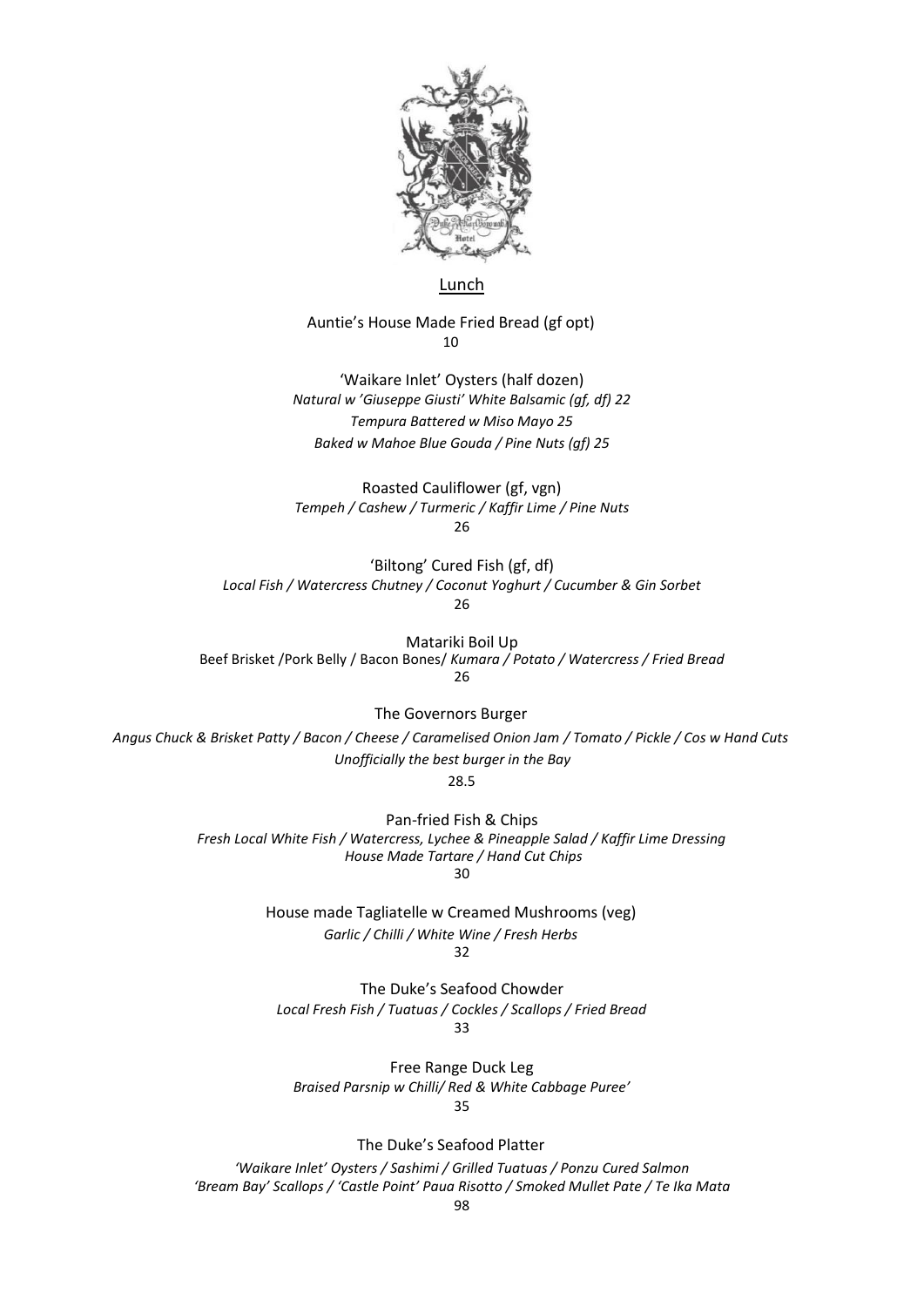# Lunch

Auntie's House Made Fried Bread (gf opt)
10

'Waikare Inlet' Oysters (half dozen)
*Natural w 'Giuseppe Giusti' White Balsamic (gf, df) 22*
*Tempura Battered w Miso Mayo 25*
*Baked w Mahoe Blue Gouda / Pine Nuts (gf) 25*

Roasted Cauliflower (gf, vgn)
*Tempeh / Cashew / Turmeric / Kaffir Lime / Pine Nuts*
26

'Biltong' Cured Fish (gf, df)
*Local Fish / Watercress Chutney / Coconut Yoghurt / Cucumber & Gin Sorbet*
26

Matariki Boil Up
Beef Brisket /Pork Belly / Bacon Bones/ *Kumara / Potato / Watercress / Fried Bread*
26

The Governors Burger
*Angus Chuck & Brisket Patty / Bacon / Cheese / Caramelised Onion Jam / Tomato / Pickle / Cos w Hand Cuts*
*Unofficially the best burger in the Bay*
28.5

Pan-fried Fish & Chips
*Fresh Local White Fish / Watercress, Lychee & Pineapple Salad / Kaffir Lime Dressing*
*House Made Tartare / Hand Cut Chips*
30

House made Tagliatelle w Creamed Mushrooms (veg)
*Garlic / Chilli / White Wine / Fresh Herbs*
32

The Duke's Seafood Chowder
*Local Fresh Fish / Tuatuas / Cockles / Scallops / Fried Bread*
33

Free Range Duck Leg
*Braised Parsnip w Chilli/ Red & White Cabbage Puree'*
35

The Duke's Seafood Platter
*'Waikare Inlet' Oysters / Sashimi / Grilled Tuatuas / Ponzu Cured Salmon*
*'Bream Bay' Scallops / 'Castle Point' Paua Risotto / Smoked Mullet Pate / Te Ika Mata*
98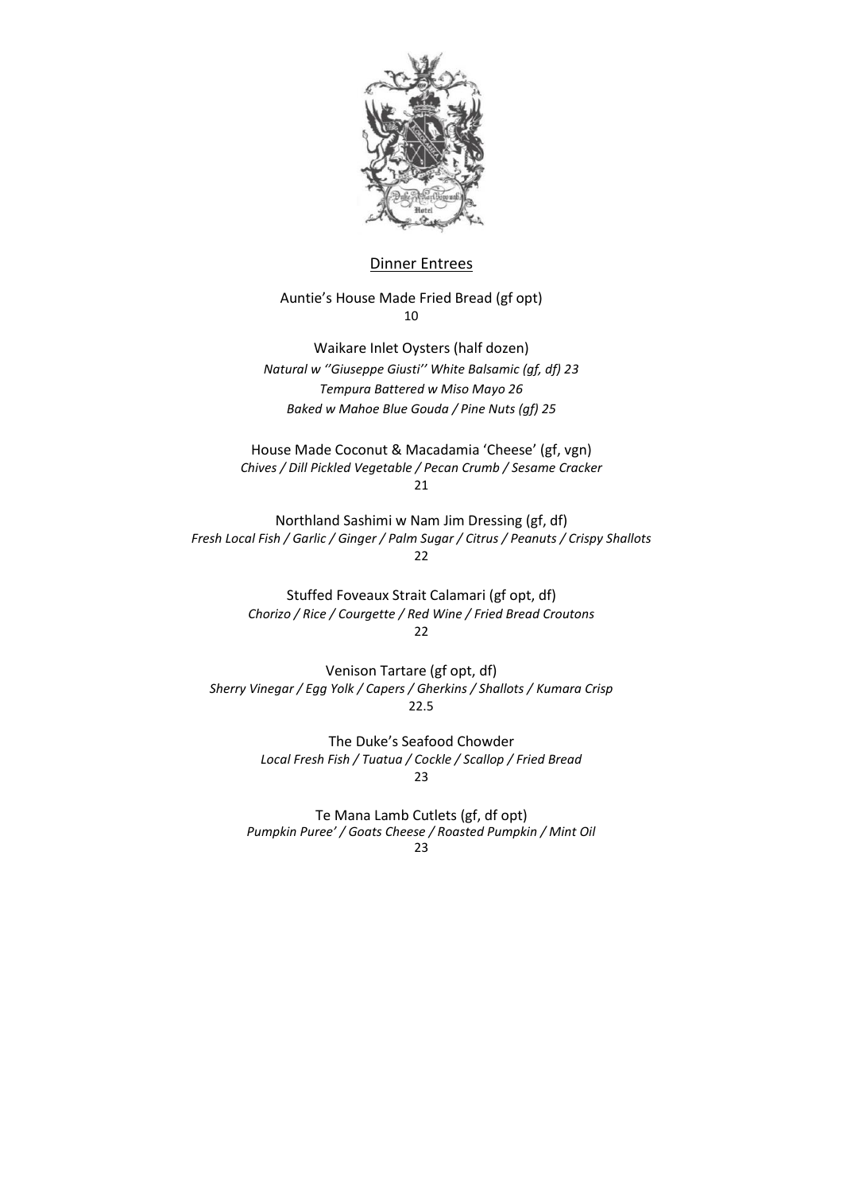## Dinner Entrees

Auntie's House Made Fried Bread (gf opt)
10

Waikare Inlet Oysters (half dozen)
*Natural w ''Giuseppe Giusti'' White Balsamic (gf, df) 23*
*Tempura Battered w Miso Mayo 26*
*Baked w Mahoe Blue Gouda / Pine Nuts (gf) 25*

House Made Coconut & Macadamia 'Cheese' (gf, vgn)
*Chives / Dill Pickled Vegetable / Pecan Crumb / Sesame Cracker*
21

Northland Sashimi w Nam Jim Dressing (gf, df)
*Fresh Local Fish / Garlic / Ginger / Palm Sugar / Citrus / Peanuts / Crispy Shallots*
22

Stuffed Foveaux Strait Calamari (gf opt, df)
*Chorizo / Rice / Courgette / Red Wine / Fried Bread Croutons*
22

Venison Tartare (gf opt, df)
*Sherry Vinegar / Egg Yolk / Capers / Gherkins / Shallots / Kumara Crisp*
22.5

The Duke's Seafood Chowder
*Local Fresh Fish / Tuatua / Cockle / Scallop / Fried Bread*
23

Te Mana Lamb Cutlets (gf, df opt)
*Pumpkin Puree' / Goats Cheese / Roasted Pumpkin / Mint Oil*
23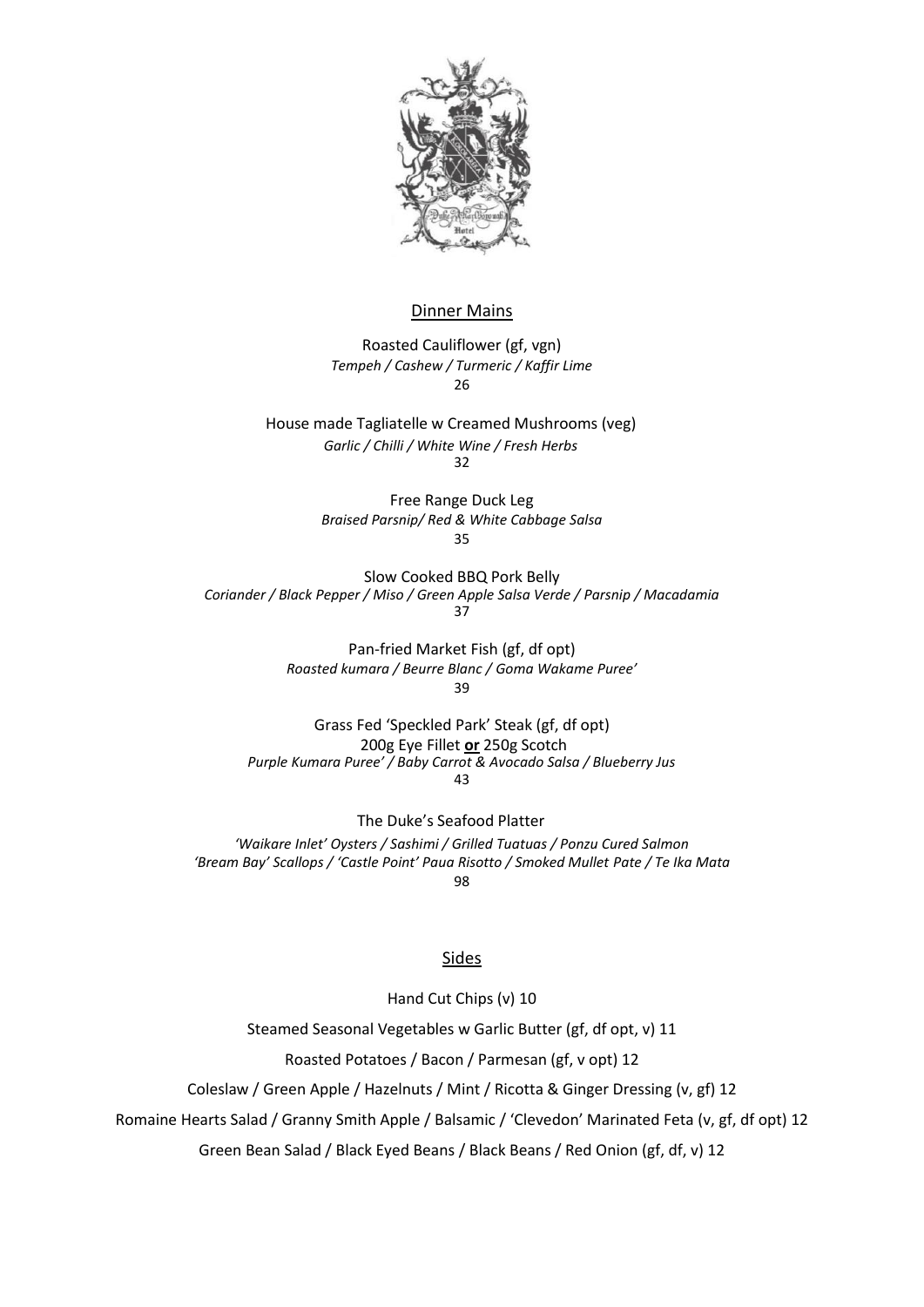## Dinner Mains

Roasted Cauliflower (gf, vgn)
*Tempeh / Cashew / Turmeric / Kaffir Lime*
26

House made Tagliatelle w Creamed Mushrooms (veg)
*Garlic / Chilli / White Wine / Fresh Herbs*
32

Free Range Duck Leg
*Braised Parsnip/ Red & White Cabbage Salsa*
35

Slow Cooked BBQ Pork Belly
*Coriander / Black Pepper / Miso / Green Apple Salsa Verde / Parsnip / Macadamia*
37

Pan-fried Market Fish (gf, df opt)
*Roasted kumara / Beurre Blanc / Goma Wakame Puree'*
39

Grass Fed 'Speckled Park' Steak (gf, df opt)
200g Eye Fillet **or** 250g Scotch
*Purple Kumara Puree' / Baby Carrot & Avocado Salsa / Blueberry Jus*
43

The Duke's Seafood Platter
*'Waikare Inlet' Oysters / Sashimi / Grilled Tuatuas / Ponzu Cured Salmon*
*'Bream Bay' Scallops / 'Castle Point' Paua Risotto / Smoked Mullet Pate / Te Ika Mata*
98

## Sides

Hand Cut Chips (v) 10

Steamed Seasonal Vegetables w Garlic Butter (gf, df opt, v) 11

Roasted Potatoes / Bacon / Parmesan (gf, v opt) 12

Coleslaw / Green Apple / Hazelnuts / Mint / Ricotta & Ginger Dressing (v, gf) 12

Romaine Hearts Salad / Granny Smith Apple / Balsamic / 'Clevedon' Marinated Feta (v, gf, df opt) 12

Green Bean Salad / Black Eyed Beans / Black Beans / Red Onion (gf, df, v) 12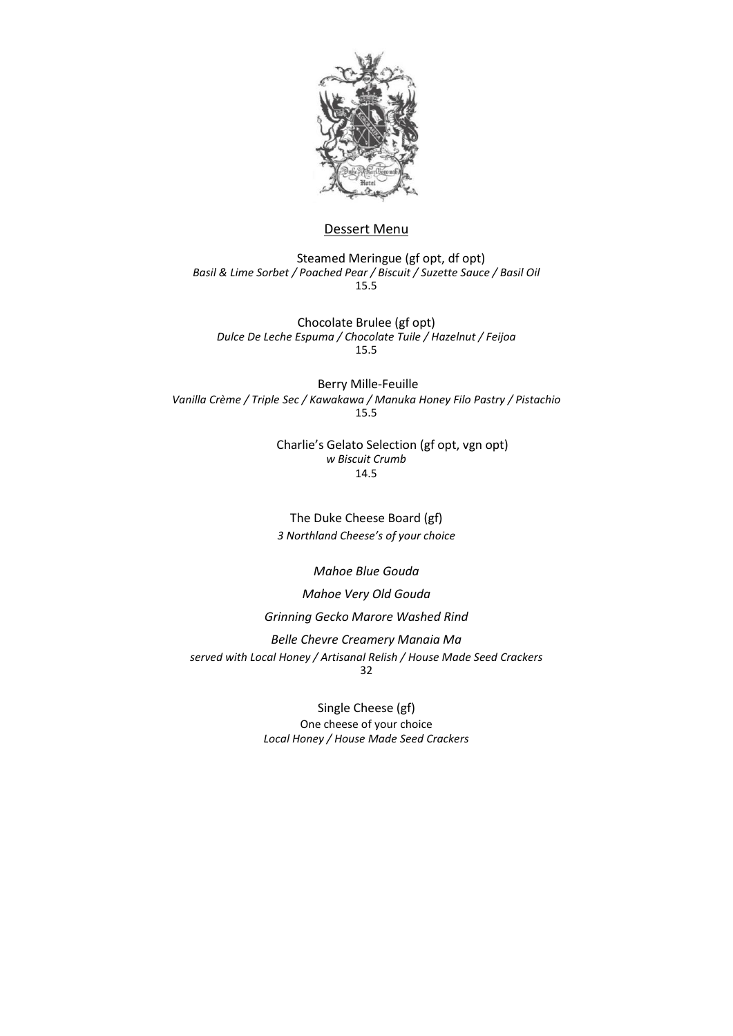## Dessert Menu

Steamed Meringue (gf opt, df opt)
*Basil & Lime Sorbet / Poached Pear / Biscuit / Suzette Sauce / Basil Oil*
15.5

Chocolate Brulee (gf opt)
*Dulce De Leche Espuma / Chocolate Tuile / Hazelnut / Feijoa*
15.5

Berry Mille-Feuille
*Vanilla Crème / Triple Sec / Kawakawa / Manuka Honey Filo Pastry / Pistachio*
15.5

Charlie's Gelato Selection (gf opt, vgn opt)
*w Biscuit Crumb*
14.5

The Duke Cheese Board (gf)
*3 Northland Cheese's of your choice*

*Mahoe Blue Gouda*

*Mahoe Very Old Gouda*

*Grinning Gecko Marore Washed Rind*

*Belle Chevre Creamery Manaia Ma*

*served with Local Honey / Artisanal Relish / House Made Seed Crackers*
32

Single Cheese (gf)
One cheese of your choice
*Local Honey / House Made Seed Crackers*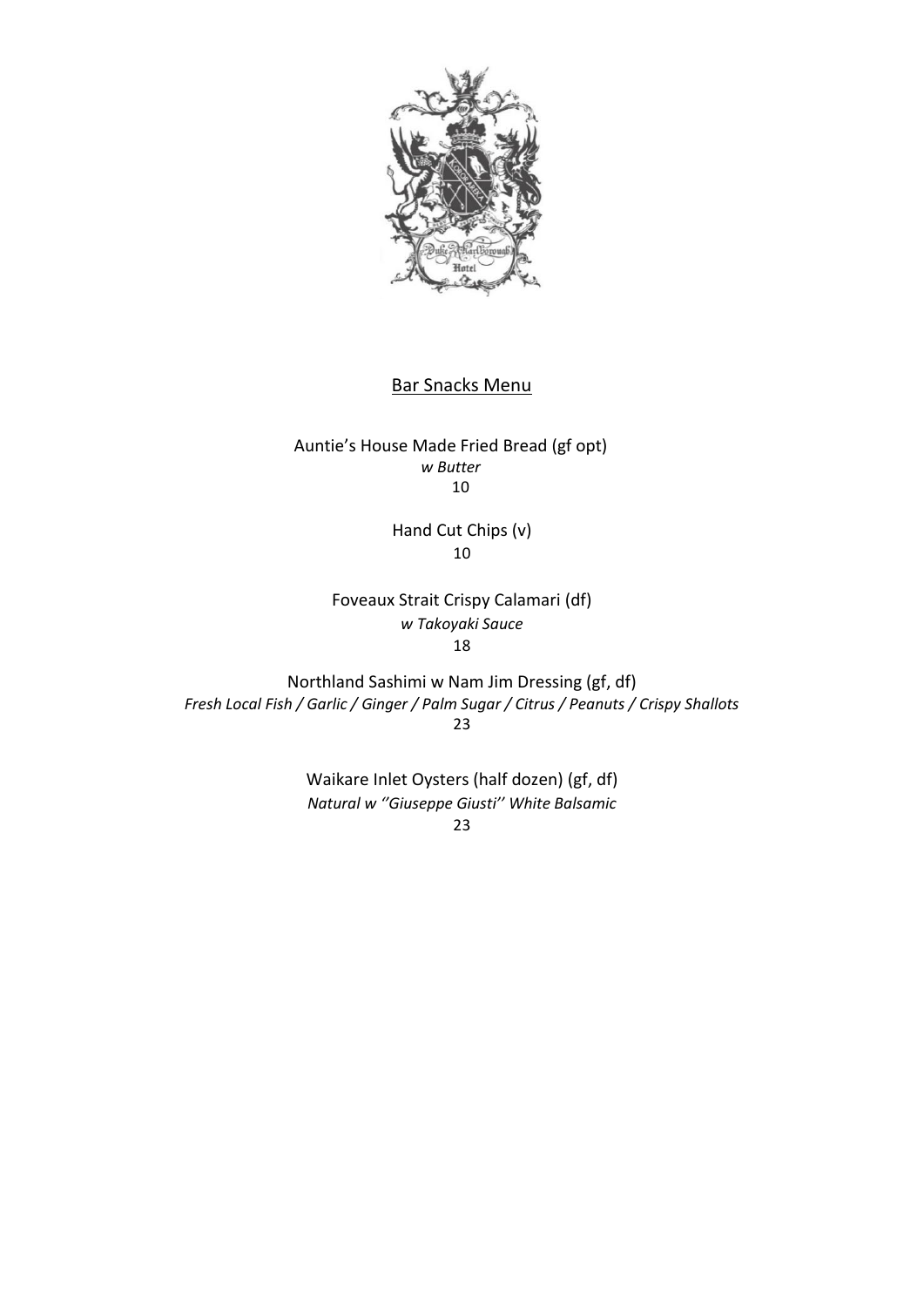## Bar Snacks Menu

Auntie's House Made Fried Bread (gf opt)
*w Butter*
10

Hand Cut Chips (v)
10

Foveaux Strait Crispy Calamari (df)
*w Takoyaki Sauce*
18

Northland Sashimi w Nam Jim Dressing (gf, df)
*Fresh Local Fish / Garlic / Ginger / Palm Sugar / Citrus / Peanuts / Crispy Shallots*
23

Waikare Inlet Oysters (half dozen) (gf, df)
*Natural w ''Giuseppe Giusti'' White Balsamic*
23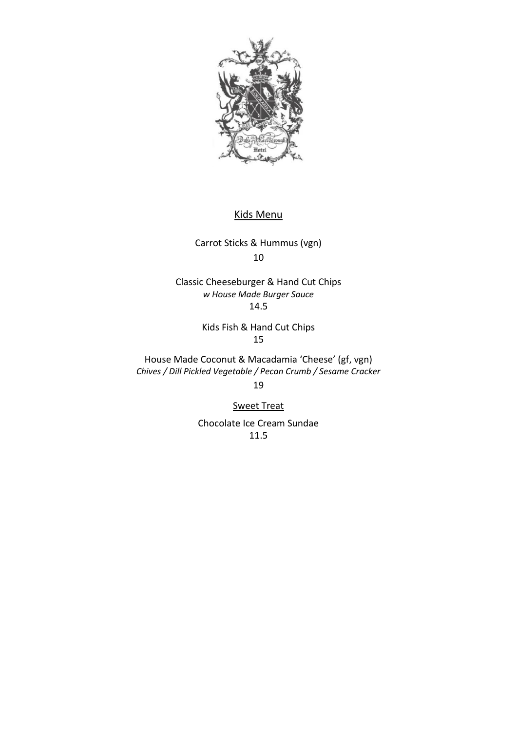## Kids Menu

Carrot Sticks & Hummus (vgn)
10

Classic Cheeseburger & Hand Cut Chips
*w House Made Burger Sauce*
14.5

Kids Fish & Hand Cut Chips
15

House Made Coconut & Macadamia 'Cheese' (gf, vgn)
*Chives / Dill Pickled Vegetable / Pecan Crumb / Sesame Cracker*
19

### Sweet Treat

Chocolate Ice Cream Sundae
11.5